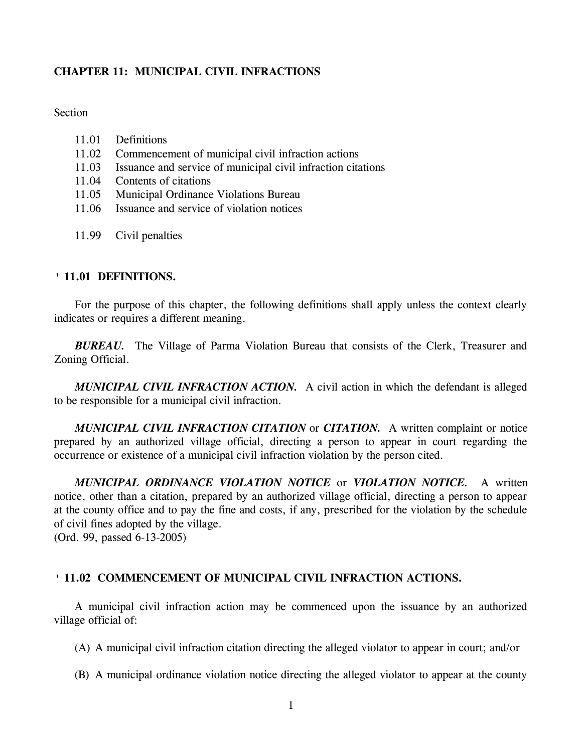# CHAPTER 11: MUNICIPAL CIVIL INFRACTIONS

Section

- 11.01 Definitions
- 11.02 Commencement of municipal civil infraction actions
- 11.03 Issuance and service of municipal civil infraction citations
- 11.04 Contents of citations
- 11.05 Municipal Ordinance Violations Bureau
- 11.06 Issuance and service of violation notices

- 11.99 Civil penalties

## ' 11.01 DEFINITIONS.

For the purpose of this chapter, the following definitions shall apply unless the context clearly indicates or requires a different meaning.

***BUREAU.*** The Village of Parma Violation Bureau that consists of the Clerk, Treasurer and Zoning Official.

***MUNICIPAL CIVIL INFRACTION ACTION.*** A civil action in which the defendant is alleged to be responsible for a municipal civil infraction.

***MUNICIPAL CIVIL INFRACTION CITATION*** or ***CITATION.*** A written complaint or notice prepared by an authorized village official, directing a person to appear in court regarding the occurrence or existence of a municipal civil infraction violation by the person cited.

***MUNICIPAL ORDINANCE VIOLATION NOTICE*** or ***VIOLATION NOTICE.*** A written notice, other than a citation, prepared by an authorized village official, directing a person to appear at the county office and to pay the fine and costs, if any, prescribed for the violation by the schedule of civil fines adopted by the village.
(Ord. 99, passed 6-13-2005)

## ' 11.02 COMMENCEMENT OF MUNICIPAL CIVIL INFRACTION ACTIONS.

A municipal civil infraction action may be commenced upon the issuance by an authorized village official of:

(A) A municipal civil infraction citation directing the alleged violator to appear in court; and/or

(B) A municipal ordinance violation notice directing the alleged violator to appear at the county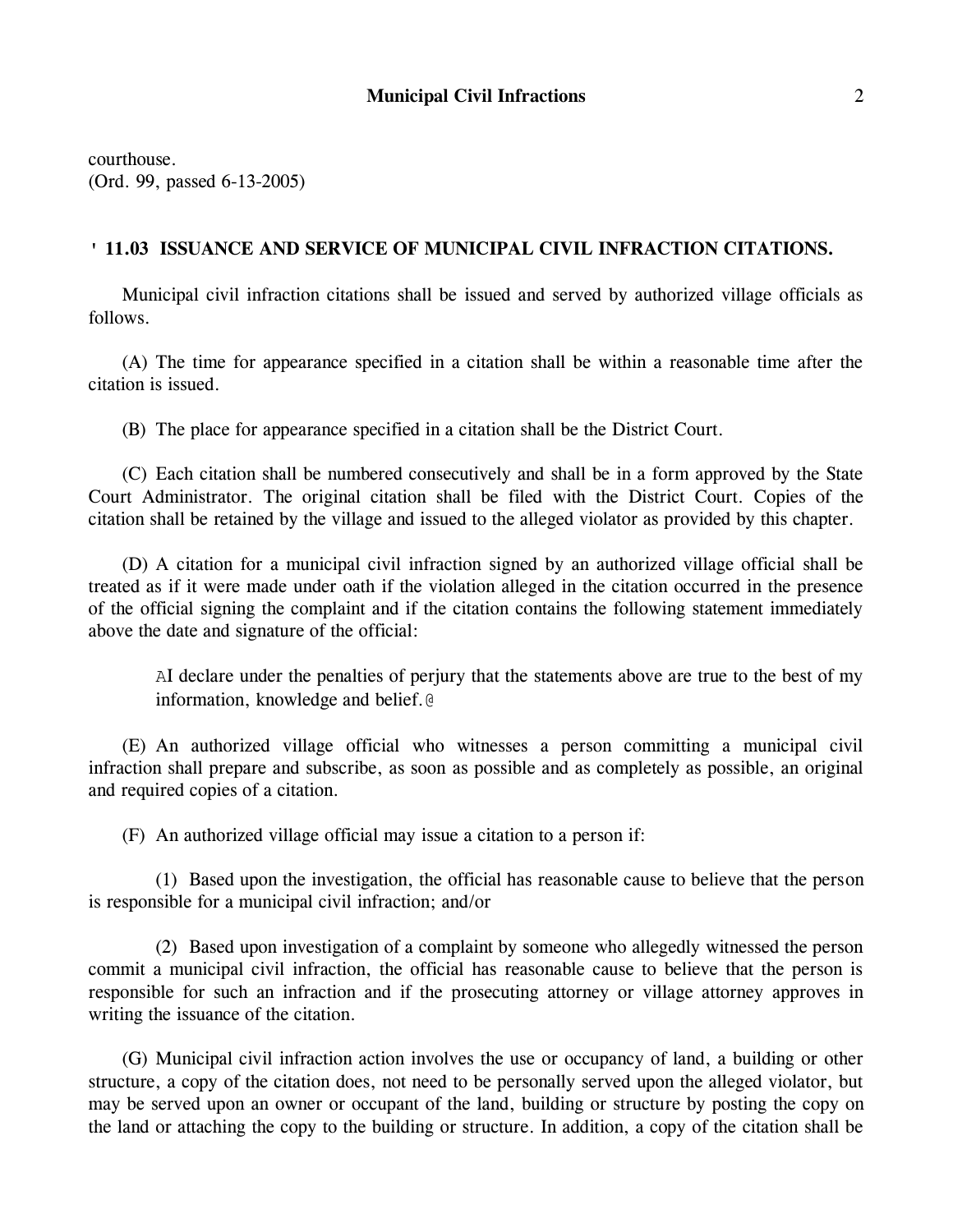courthouse.
(Ord. 99, passed 6-13-2005)

## ' 11.03 ISSUANCE AND SERVICE OF MUNICIPAL CIVIL INFRACTION CITATIONS.

Municipal civil infraction citations shall be issued and served by authorized village officials as follows.

(A) The time for appearance specified in a citation shall be within a reasonable time after the citation is issued.

(B) The place for appearance specified in a citation shall be the District Court.

(C) Each citation shall be numbered consecutively and shall be in a form approved by the State Court Administrator. The original citation shall be filed with the District Court. Copies of the citation shall be retained by the village and issued to the alleged violator as provided by this chapter.

(D) A citation for a municipal civil infraction signed by an authorized village official shall be treated as if it were made under oath if the violation alleged in the citation occurred in the presence of the official signing the complaint and if the citation contains the following statement immediately above the date and signature of the official:

> AI declare under the penalties of perjury that the statements above are true to the best of my information, knowledge and belief.@

(E) An authorized village official who witnesses a person committing a municipal civil infraction shall prepare and subscribe, as soon as possible and as completely as possible, an original and required copies of a citation.

(F) An authorized village official may issue a citation to a person if:

(1) Based upon the investigation, the official has reasonable cause to believe that the person is responsible for a municipal civil infraction; and/or

(2) Based upon investigation of a complaint by someone who allegedly witnessed the person commit a municipal civil infraction, the official has reasonable cause to believe that the person is responsible for such an infraction and if the prosecuting attorney or village attorney approves in writing the issuance of the citation.

(G) Municipal civil infraction action involves the use or occupancy of land, a building or other structure, a copy of the citation does, not need to be personally served upon the alleged violator, but may be served upon an owner or occupant of the land, building or structure by posting the copy on the land or attaching the copy to the building or structure. In addition, a copy of the citation shall be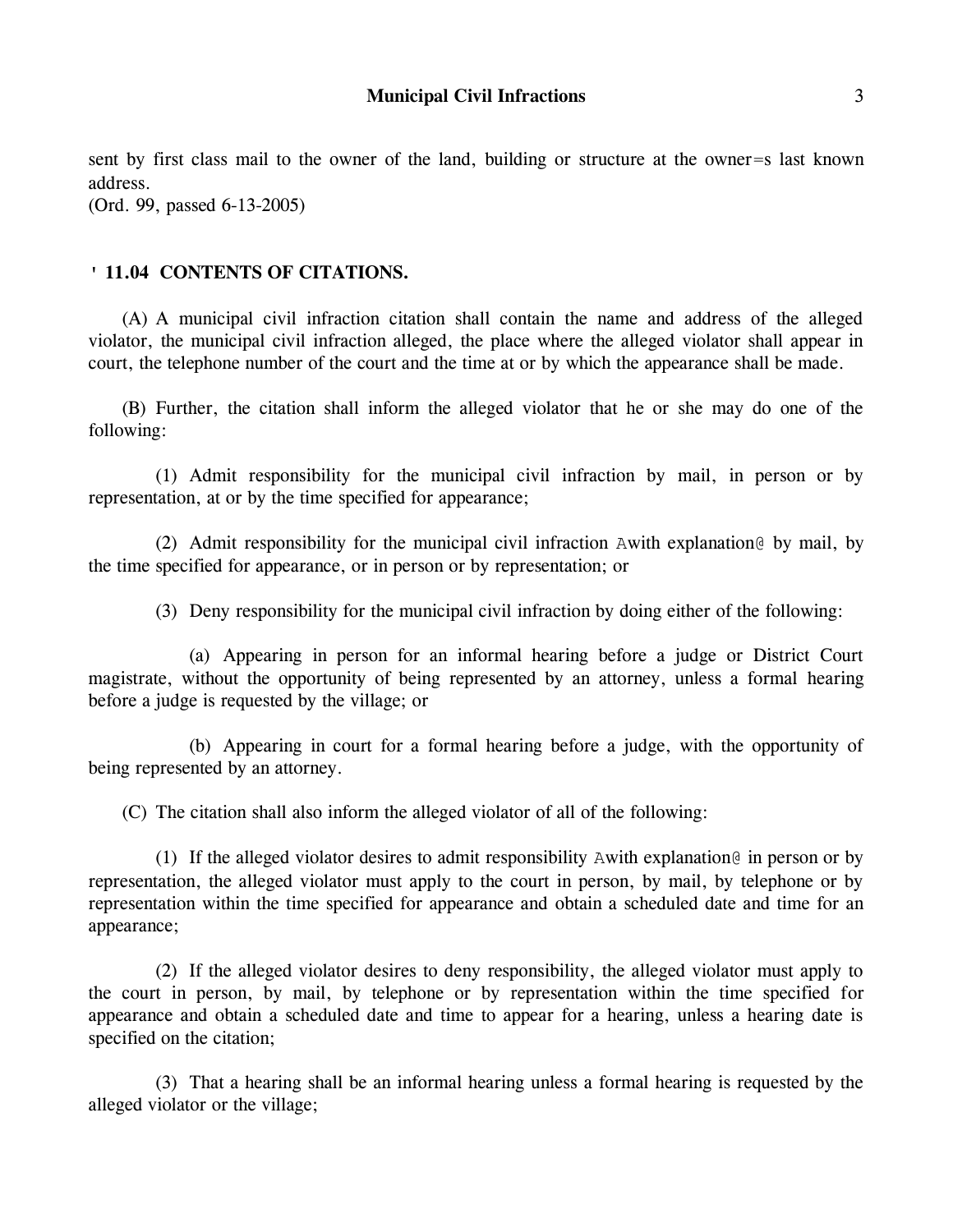sent by first class mail to the owner of the land, building or structure at the owner=s last known address.
(Ord. 99, passed 6-13-2005)

### ' 11.04 CONTENTS OF CITATIONS.

(A) A municipal civil infraction citation shall contain the name and address of the alleged violator, the municipal civil infraction alleged, the place where the alleged violator shall appear in court, the telephone number of the court and the time at or by which the appearance shall be made.

(B) Further, the citation shall inform the alleged violator that he or she may do one of the following:

(1) Admit responsibility for the municipal civil infraction by mail, in person or by representation, at or by the time specified for appearance;

(2) Admit responsibility for the municipal civil infraction Awith explanation@ by mail, by the time specified for appearance, or in person or by representation; or

(3) Deny responsibility for the municipal civil infraction by doing either of the following:

(a) Appearing in person for an informal hearing before a judge or District Court magistrate, without the opportunity of being represented by an attorney, unless a formal hearing before a judge is requested by the village; or

(b) Appearing in court for a formal hearing before a judge, with the opportunity of being represented by an attorney.

(C) The citation shall also inform the alleged violator of all of the following:

(1) If the alleged violator desires to admit responsibility Awith explanation@ in person or by representation, the alleged violator must apply to the court in person, by mail, by telephone or by representation within the time specified for appearance and obtain a scheduled date and time for an appearance;

(2) If the alleged violator desires to deny responsibility, the alleged violator must apply to the court in person, by mail, by telephone or by representation within the time specified for appearance and obtain a scheduled date and time to appear for a hearing, unless a hearing date is specified on the citation;

(3) That a hearing shall be an informal hearing unless a formal hearing is requested by the alleged violator or the village;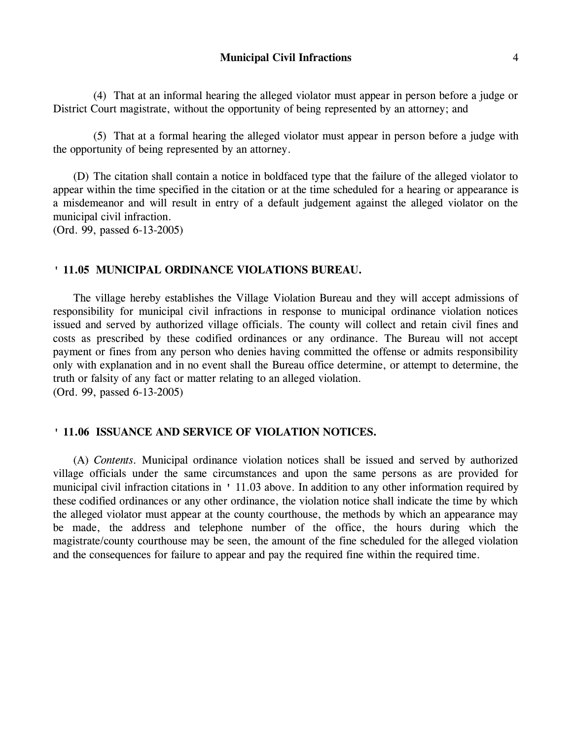(4) That at an informal hearing the alleged violator must appear in person before a judge or District Court magistrate, without the opportunity of being represented by an attorney; and

(5) That at a formal hearing the alleged violator must appear in person before a judge with the opportunity of being represented by an attorney.

(D) The citation shall contain a notice in boldfaced type that the failure of the alleged violator to appear within the time specified in the citation or at the time scheduled for a hearing or appearance is a misdemeanor and will result in entry of a default judgement against the alleged violator on the municipal civil infraction.
(Ord. 99, passed 6-13-2005)

### ' 11.05 MUNICIPAL ORDINANCE VIOLATIONS BUREAU.

The village hereby establishes the Village Violation Bureau and they will accept admissions of responsibility for municipal civil infractions in response to municipal ordinance violation notices issued and served by authorized village officials. The county will collect and retain civil fines and costs as prescribed by these codified ordinances or any ordinance. The Bureau will not accept payment or fines from any person who denies having committed the offense or admits responsibility only with explanation and in no event shall the Bureau office determine, or attempt to determine, the truth or falsity of any fact or matter relating to an alleged violation.
(Ord. 99, passed 6-13-2005)

### ' 11.06 ISSUANCE AND SERVICE OF VIOLATION NOTICES.

(A) *Contents.* Municipal ordinance violation notices shall be issued and served by authorized village officials under the same circumstances and upon the same persons as are provided for municipal civil infraction citations in ' 11.03 above. In addition to any other information required by these codified ordinances or any other ordinance, the violation notice shall indicate the time by which the alleged violator must appear at the county courthouse, the methods by which an appearance may be made, the address and telephone number of the office, the hours during which the magistrate/county courthouse may be seen, the amount of the fine scheduled for the alleged violation and the consequences for failure to appear and pay the required fine within the required time.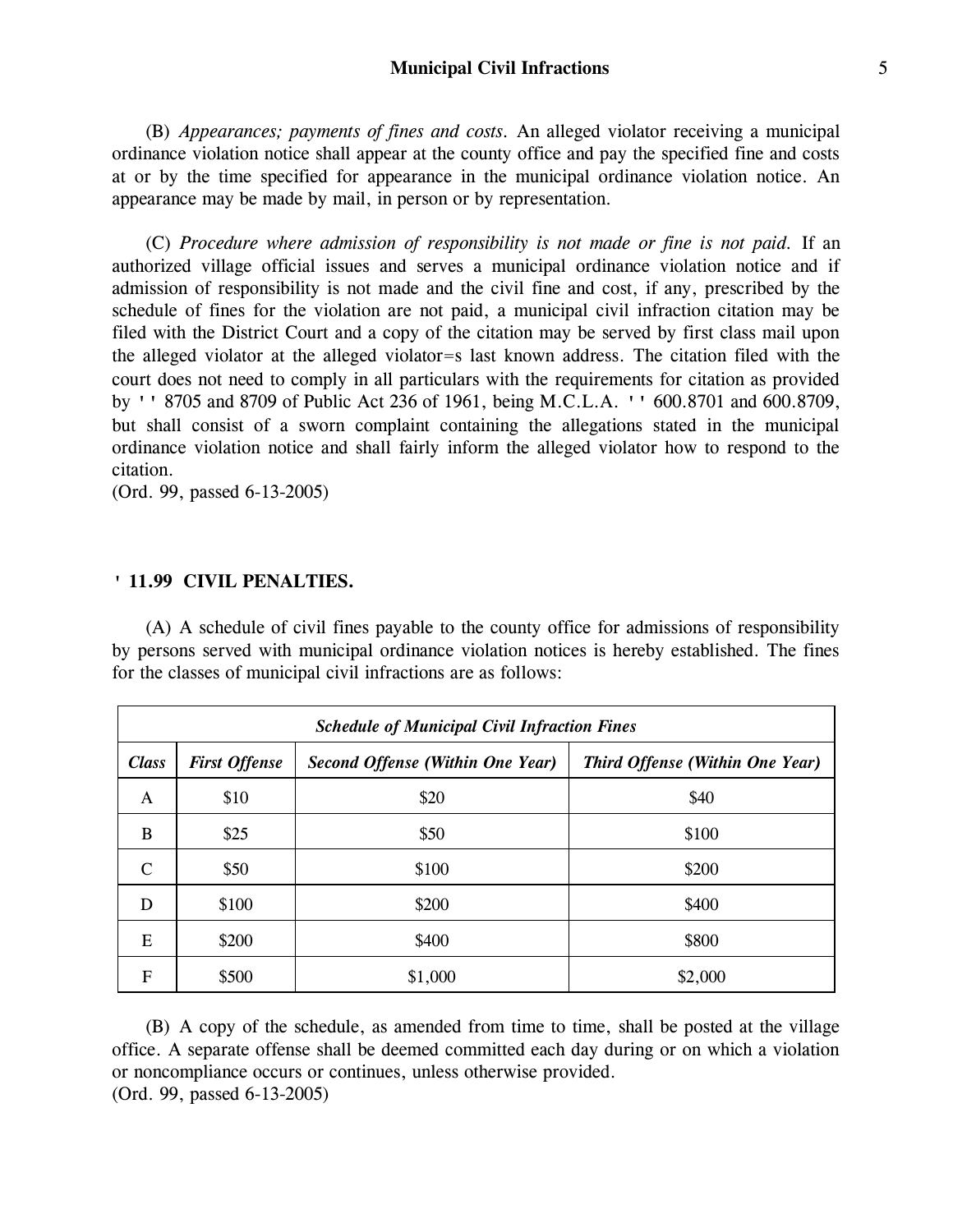(B) *Appearances; payments of fines and costs.* An alleged violator receiving a municipal ordinance violation notice shall appear at the county office and pay the specified fine and costs at or by the time specified for appearance in the municipal ordinance violation notice. An appearance may be made by mail, in person or by representation.

(C) *Procedure where admission of responsibility is not made or fine is not paid.* If an authorized village official issues and serves a municipal ordinance violation notice and if admission of responsibility is not made and the civil fine and cost, if any, prescribed by the schedule of fines for the violation are not paid, a municipal civil infraction citation may be filed with the District Court and a copy of the citation may be served by first class mail upon the alleged violator at the alleged violator=s last known address. The citation filed with the court does not need to comply in all particulars with the requirements for citation as provided by '' 8705 and 8709 of Public Act 236 of 1961, being M.C.L.A. '' 600.8701 and 600.8709, but shall consist of a sworn complaint containing the allegations stated in the municipal ordinance violation notice and shall fairly inform the alleged violator how to respond to the citation.
(Ord. 99, passed 6-13-2005)

### ' 11.99 CIVIL PENALTIES.

(A) A schedule of civil fines payable to the county office for admissions of responsibility by persons served with municipal ordinance violation notices is hereby established. The fines for the classes of municipal civil infractions are as follows:

| *Schedule of Municipal Civil Infraction Fines* | | | |
|---|---|---|---|
| ***Class*** | ***First Offense*** | ***Second Offense (Within One Year)*** | ***Third Offense (Within One Year)*** |
| A | $10 | $20 | $40 |
| B | $25 | $50 | $100 |
| C | $50 | $100 | $200 |
| D | $100 | $200 | $400 |
| E | $200 | $400 | $800 |
| F | $500 | $1,000 | $2,000 |

(B) A copy of the schedule, as amended from time to time, shall be posted at the village office. A separate offense shall be deemed committed each day during or on which a violation or noncompliance occurs or continues, unless otherwise provided.
(Ord. 99, passed 6-13-2005)